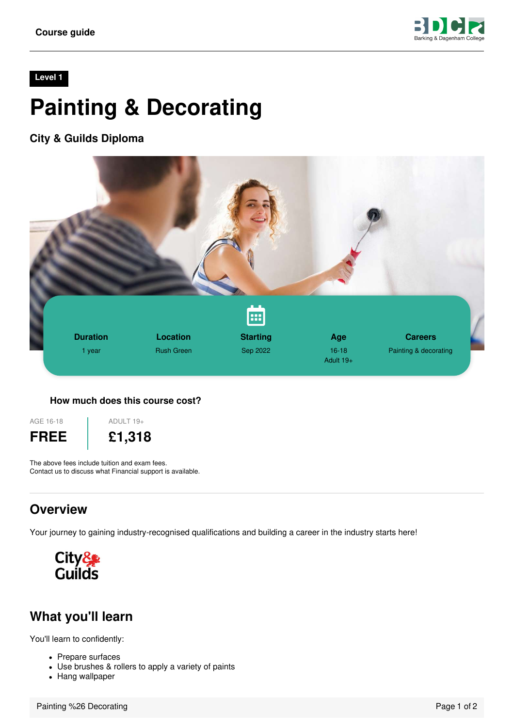Course guide

Level 1

# Painting & Decorating

## City & Guilds Diploma

| Duration | Location | Starting | Age | Careers |
|---|---|---|---|---|
| 1 year | Rush Green | Sep 2022 | 16-18<br>Adult 19+ | Painting & decorating |

### How much does this course cost?

| AGE 16-18 | ADULT 19+ |
|---|---|
| **FREE** | **£1,318** |

The above fees include tuition and exam fees.
Contact us to discuss what Financial support is available.

## Overview

Your journey to gaining industry-recognised qualifications and building a career in the industry starts here!

## What you'll learn

You'll learn to confidently:

- Prepare surfaces
- Use brushes & rollers to apply a variety of paints
- Hang wallpaper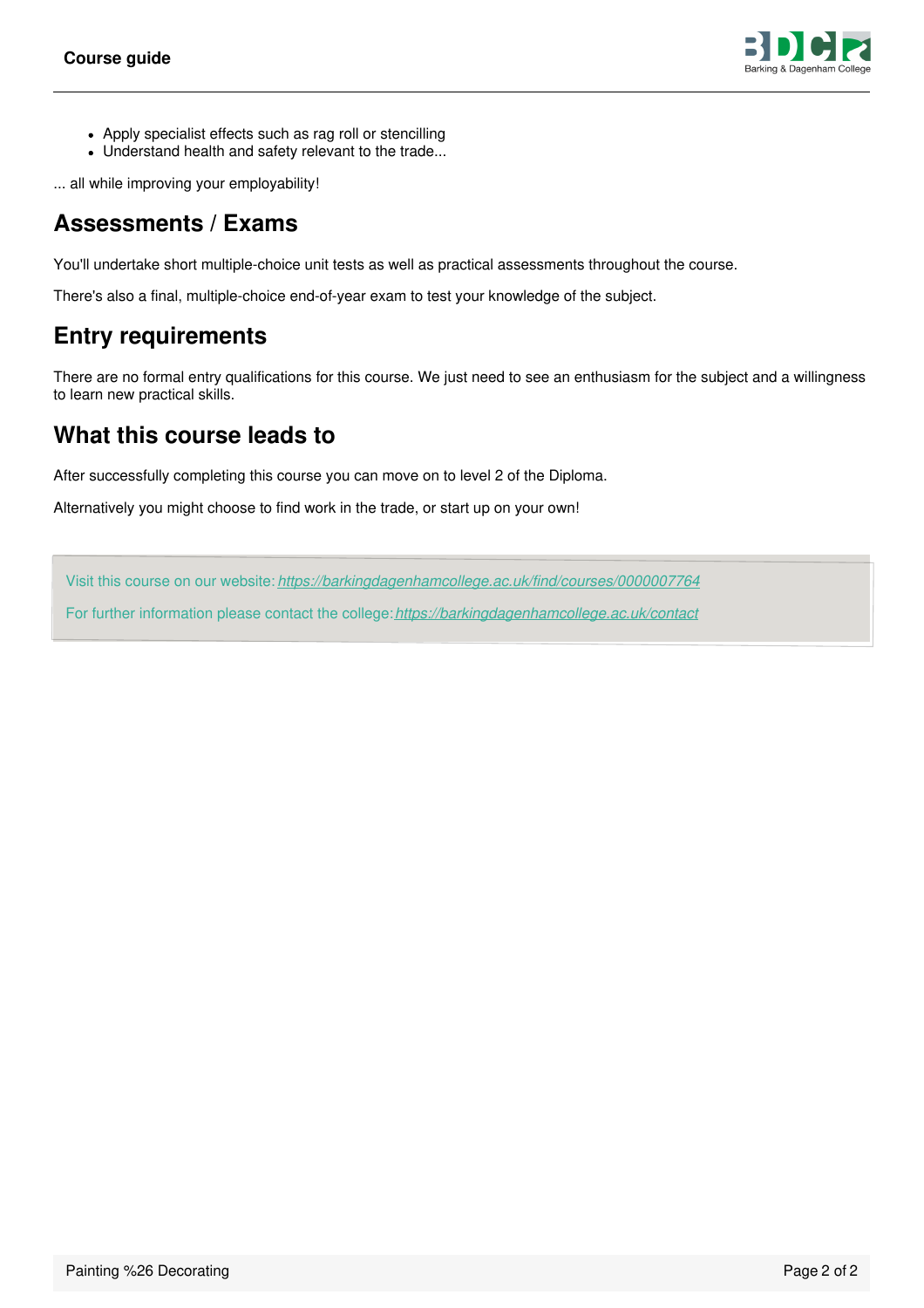- Apply specialist effects such as rag roll or stencilling
- Understand health and safety relevant to the trade...

... all while improving your employability!

## Assessments / Exams

You'll undertake short multiple-choice unit tests as well as practical assessments throughout the course.

There's also a final, multiple-choice end-of-year exam to test your knowledge of the subject.

## Entry requirements

There are no formal entry qualifications for this course. We just need to see an enthusiasm for the subject and a willingness to learn new practical skills.

## What this course leads to

After successfully completing this course you can move on to level 2 of the Diploma.

Alternatively you might choose to find work in the trade, or start up on your own!

Visit this course on our website: *https://barkingdagenhamcollege.ac.uk/find/courses/0000007764*

For further information please contact the college: *https://barkingdagenhamcollege.ac.uk/contact*